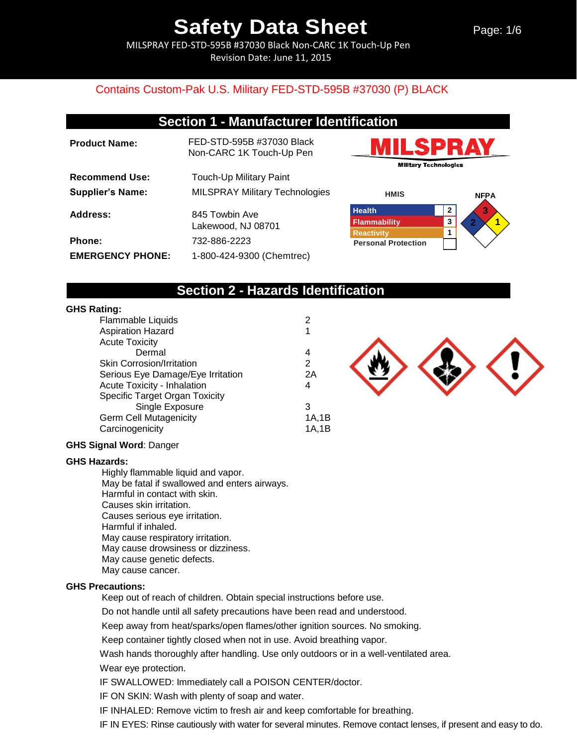# Safety Data Sheet

MILSPRAY FED-STD-595B #37030 Black Non-CARC 1K Touch-Up Pen
Revision Date: June 11, 2015

Contains Custom-Pak U.S. Military FED-STD-595B #37030 (P) BLACK

## Section 1 - Manufacturer Identification

**Product Name:** FED-STD-595B #37030 Black Non-CARC 1K Touch-Up Pen

**Recommend Use:** Touch-Up Military Paint

**Supplier's Name:** MILSPRAY Military Technologies

**Address:** 845 Towbin Ave
Lakewood, NJ 08701

**Phone:** 732-886-2223

**EMERGENCY PHONE:** 1-800-424-9300 (Chemtrec)

MILSPRAY Military Technologies

**HMIS**

| | |
|---|---|
| Health | 2 |
| Flammability | 3 |
| Reactivity | 1 |
| Personal Protection | |

**NFPA**

Health: 2, Flammability: 3, Reactivity: 1

## Section 2 - Hazards Identification

**GHS Rating:**

| | |
|---|---|
| Flammable Liquids | 2 |
| Aspiration Hazard | 1 |
| Acute Toxicity | |
| Dermal | 4 |
| Skin Corrosion/Irritation | 2 |
| Serious Eye Damage/Eye Irritation | 2A |
| Acute Toxicity - Inhalation | 4 |
| Specific Target Organ Toxicity | |
| Single Exposure | 3 |
| Germ Cell Mutagenicity | 1A,1B |
| Carcinogenicity | 1A,1B |

**GHS Signal Word**: Danger

**GHS Hazards:**

Highly flammable liquid and vapor.
May be fatal if swallowed and enters airways.
Harmful in contact with skin.
Causes skin irritation.
Causes serious eye irritation.
Harmful if inhaled.
May cause respiratory irritation.
May cause drowsiness or dizziness.
May cause genetic defects.
May cause cancer.

**GHS Precautions:**

Keep out of reach of children. Obtain special instructions before use.
Do not handle until all safety precautions have been read and understood.
Keep away from heat/sparks/open flames/other ignition sources. No smoking.
Keep container tightly closed when not in use. Avoid breathing vapor.
Wash hands thoroughly after handling. Use only outdoors or in a well-ventilated area.
Wear eye protection.
IF SWALLOWED: Immediately call a POISON CENTER/doctor.
IF ON SKIN: Wash with plenty of soap and water.
IF INHALED: Remove victim to fresh air and keep comfortable for breathing.
IF IN EYES: Rinse cautiously with water for several minutes. Remove contact lenses, if present and easy to do.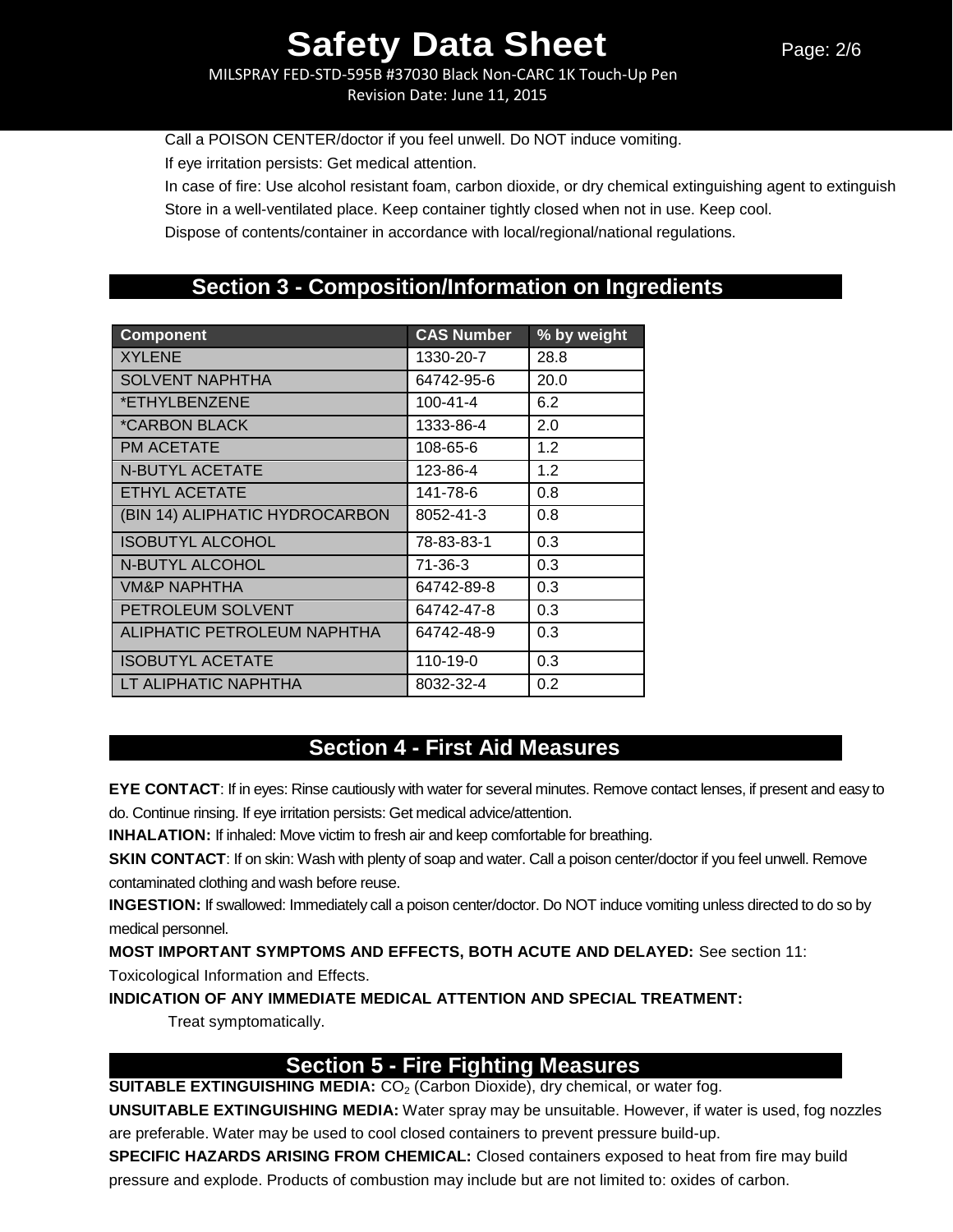Call a POISON CENTER/doctor if you feel unwell. Do NOT induce vomiting.

If eye irritation persists: Get medical attention.

In case of fire: Use alcohol resistant foam, carbon dioxide, or dry chemical extinguishing agent to extinguish

Store in a well-ventilated place. Keep container tightly closed when not in use. Keep cool.

Dispose of contents/container in accordance with local/regional/national regulations.

## Section 3 - Composition/Information on Ingredients

| Component | CAS Number | % by weight |
|---|---|---|
| XYLENE | 1330-20-7 | 28.8 |
| SOLVENT NAPHTHA | 64742-95-6 | 20.0 |
| *ETHYLBENZENE | 100-41-4 | 6.2 |
| *CARBON BLACK | 1333-86-4 | 2.0 |
| PM ACETATE | 108-65-6 | 1.2 |
| N-BUTYL ACETATE | 123-86-4 | 1.2 |
| ETHYL ACETATE | 141-78-6 | 0.8 |
| (BIN 14) ALIPHATIC HYDROCARBON | 8052-41-3 | 0.8 |
| ISOBUTYL ALCOHOL | 78-83-83-1 | 0.3 |
| N-BUTYL ALCOHOL | 71-36-3 | 0.3 |
| VM&P NAPHTHA | 64742-89-8 | 0.3 |
| PETROLEUM SOLVENT | 64742-47-8 | 0.3 |
| ALIPHATIC PETROLEUM NAPHTHA | 64742-48-9 | 0.3 |
| ISOBUTYL ACETATE | 110-19-0 | 0.3 |
| LT ALIPHATIC NAPHTHA | 8032-32-4 | 0.2 |

## Section 4 - First Aid Measures

**EYE CONTACT**: If in eyes: Rinse cautiously with water for several minutes. Remove contact lenses, if present and easy to do. Continue rinsing. If eye irritation persists: Get medical advice/attention.

**INHALATION:** If inhaled: Move victim to fresh air and keep comfortable for breathing.

**SKIN CONTACT**: If on skin: Wash with plenty of soap and water. Call a poison center/doctor if you feel unwell. Remove contaminated clothing and wash before reuse.

**INGESTION:** If swallowed: Immediately call a poison center/doctor. Do NOT induce vomiting unless directed to do so by medical personnel.

**MOST IMPORTANT SYMPTOMS AND EFFECTS, BOTH ACUTE AND DELAYED:** See section 11: Toxicological Information and Effects.

**INDICATION OF ANY IMMEDIATE MEDICAL ATTENTION AND SPECIAL TREATMENT:**

Treat symptomatically.

## Section 5 - Fire Fighting Measures

**SUITABLE EXTINGUISHING MEDIA:** $CO_2$ (Carbon Dioxide), dry chemical, or water fog.

**UNSUITABLE EXTINGUISHING MEDIA:** Water spray may be unsuitable. However, if water is used, fog nozzles are preferable. Water may be used to cool closed containers to prevent pressure build-up.

**SPECIFIC HAZARDS ARISING FROM CHEMICAL:** Closed containers exposed to heat from fire may build pressure and explode. Products of combustion may include but are not limited to: oxides of carbon.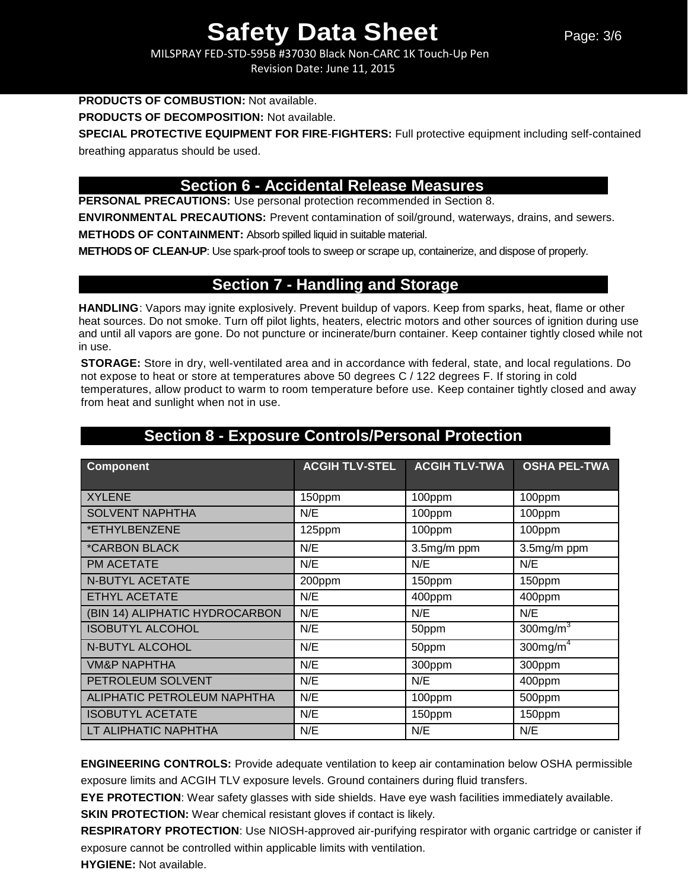**PRODUCTS OF COMBUSTION:** Not available.

**PRODUCTS OF DECOMPOSITION:** Not available.

**SPECIAL PROTECTIVE EQUIPMENT FOR FIRE-FIGHTERS:** Full protective equipment including self-contained breathing apparatus should be used.

## Section 6 - Accidental Release Measures

**PERSONAL PRECAUTIONS:** Use personal protection recommended in Section 8.

**ENVIRONMENTAL PRECAUTIONS:** Prevent contamination of soil/ground, waterways, drains, and sewers.

**METHODS OF CONTAINMENT:** Absorb spilled liquid in suitable material.

**METHODS OF CLEAN-UP**: Use spark-proof tools to sweep or scrape up, containerize, and dispose of properly.

## Section 7 - Handling and Storage

**HANDLING**: Vapors may ignite explosively. Prevent buildup of vapors. Keep from sparks, heat, flame or other heat sources. Do not smoke. Turn off pilot lights, heaters, electric motors and other sources of ignition during use and until all vapors are gone. Do not puncture or incinerate/burn container. Keep container tightly closed while not in use.

**STORAGE:** Store in dry, well-ventilated area and in accordance with federal, state, and local regulations. Do not expose to heat or store at temperatures above 50 degrees C / 122 degrees F. If storing in cold temperatures, allow product to warm to room temperature before use. Keep container tightly closed and away from heat and sunlight when not in use.

## Section 8 - Exposure Controls/Personal Protection

| Component | ACGIH TLV-STEL | ACGIH TLV-TWA | OSHA PEL-TWA |
|---|---|---|---|
| XYLENE | 150ppm | 100ppm | 100ppm |
| SOLVENT NAPHTHA | N/E | 100ppm | 100ppm |
| *ETHYLBENZENE | 125ppm | 100ppm | 100ppm |
| *CARBON BLACK | N/E | 3.5mg/m ppm | 3.5mg/m ppm |
| PM ACETATE | N/E | N/E | N/E |
| N-BUTYL ACETATE | 200ppm | 150ppm | 150ppm |
| ETHYL ACETATE | N/E | 400ppm | 400ppm |
| (BIN 14) ALIPHATIC HYDROCARBON | N/E | N/E | N/E |
| ISOBUTYL ALCOHOL | N/E | 50ppm | 300mg/m$^3$ |
| N-BUTYL ALCOHOL | N/E | 50ppm | 300mg/m$^4$ |
| VM&P NAPHTHA | N/E | 300ppm | 300ppm |
| PETROLEUM SOLVENT | N/E | N/E | 400ppm |
| ALIPHATIC PETROLEUM NAPHTHA | N/E | 100ppm | 500ppm |
| ISOBUTYL ACETATE | N/E | 150ppm | 150ppm |
| LT ALIPHATIC NAPHTHA | N/E | N/E | N/E |

**ENGINEERING CONTROLS:** Provide adequate ventilation to keep air contamination below OSHA permissible exposure limits and ACGIH TLV exposure levels. Ground containers during fluid transfers.

**EYE PROTECTION**: Wear safety glasses with side shields. Have eye wash facilities immediately available.

**SKIN PROTECTION:** Wear chemical resistant gloves if contact is likely.

**RESPIRATORY PROTECTION**: Use NIOSH-approved air-purifying respirator with organic cartridge or canister if exposure cannot be controlled within applicable limits with ventilation.

**HYGIENE:** Not available.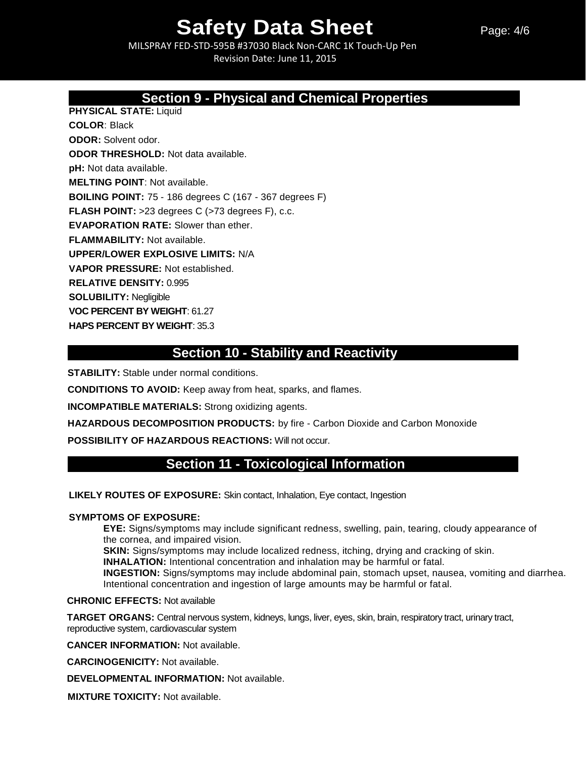## Section 9 - Physical and Chemical Properties

**PHYSICAL STATE:** Liquid

**COLOR**: Black

**ODOR:** Solvent odor.

**ODOR THRESHOLD:** Not data available.

**pH:** Not data available.

**MELTING POINT**: Not available.

**BOILING POINT:** 75 - 186 degrees C (167 - 367 degrees F)

**FLASH POINT:** >23 degrees C (>73 degrees F), c.c.

**EVAPORATION RATE:** Slower than ether.

**FLAMMABILITY:** Not available.

**UPPER/LOWER EXPLOSIVE LIMITS:** N/A

**VAPOR PRESSURE:** Not established.

**RELATIVE DENSITY:** 0.995

**SOLUBILITY:** Negligible

**VOC PERCENT BY WEIGHT**: 61.27

**HAPS PERCENT BY WEIGHT**: 35.3

## Section 10 - Stability and Reactivity

**STABILITY:** Stable under normal conditions.

**CONDITIONS TO AVOID:** Keep away from heat, sparks, and flames.

**INCOMPATIBLE MATERIALS:** Strong oxidizing agents.

**HAZARDOUS DECOMPOSITION PRODUCTS:** by fire - Carbon Dioxide and Carbon Monoxide

**POSSIBILITY OF HAZARDOUS REACTIONS:** Will not occur.

## Section 11 - Toxicological Information

**LIKELY ROUTES OF EXPOSURE:** Skin contact, Inhalation, Eye contact, Ingestion

**SYMPTOMS OF EXPOSURE:**

- **EYE:** Signs/symptoms may include significant redness, swelling, pain, tearing, cloudy appearance of the cornea, and impaired vision.
- **SKIN:** Signs/symptoms may include localized redness, itching, drying and cracking of skin.
- **INHALATION:** Intentional concentration and inhalation may be harmful or fatal.
- **INGESTION:** Signs/symptoms may include abdominal pain, stomach upset, nausea, vomiting and diarrhea. Intentional concentration and ingestion of large amounts may be harmful or fatal.

**CHRONIC EFFECTS:** Not available

**TARGET ORGANS:** Central nervous system, kidneys, lungs, liver, eyes, skin, brain, respiratory tract, urinary tract, reproductive system, cardiovascular system

**CANCER INFORMATION:** Not available.

**CARCINOGENICITY:** Not available.

**DEVELOPMENTAL INFORMATION:** Not available.

**MIXTURE TOXICITY:** Not available.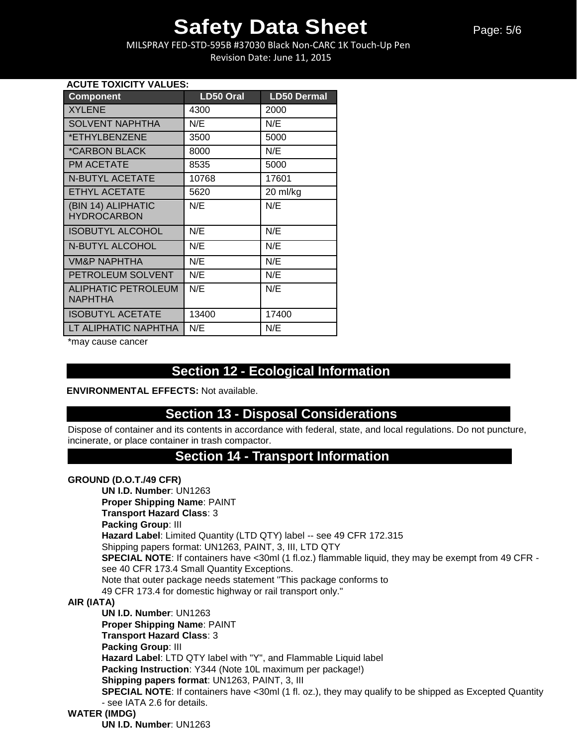**ACUTE TOXICITY VALUES:**

| Component | LD50 Oral | LD50 Dermal |
|---|---|---|
| XYLENE | 4300 | 2000 |
| SOLVENT NAPHTHA | N/E | N/E |
| *ETHYLBENZENE | 3500 | 5000 |
| *CARBON BLACK | 8000 | N/E |
| PM ACETATE | 8535 | 5000 |
| N-BUTYL ACETATE | 10768 | 17601 |
| ETHYL ACETATE | 5620 | 20 ml/kg |
| (BIN 14) ALIPHATIC HYDROCARBON | N/E | N/E |
| ISOBUTYL ALCOHOL | N/E | N/E |
| N-BUTYL ALCOHOL | N/E | N/E |
| VM&P NAPHTHA | N/E | N/E |
| PETROLEUM SOLVENT | N/E | N/E |
| ALIPHATIC PETROLEUM NAPHTHA | N/E | N/E |
| ISOBUTYL ACETATE | 13400 | 17400 |
| LT ALIPHATIC NAPHTHA | N/E | N/E |

*may cause cancer

## Section 12 - Ecological Information

**ENVIRONMENTAL EFFECTS:** Not available.

## Section 13 - Disposal Considerations

Dispose of container and its contents in accordance with federal, state, and local regulations. Do not puncture, incinerate, or place container in trash compactor.

## Section 14 - Transport Information

**GROUND (D.O.T./49 CFR)**

**UN I.D. Number**: UN1263
**Proper Shipping Name**: PAINT
**Transport Hazard Class**: 3
**Packing Group**: III
**Hazard Label**: Limited Quantity (LTD QTY) label -- see 49 CFR 172.315
Shipping papers format: UN1263, PAINT, 3, III, LTD QTY
**SPECIAL NOTE**: If containers have <30ml (1 fl.oz.) flammable liquid, they may be exempt from 49 CFR - see 40 CFR 173.4 Small Quantity Exceptions.
Note that outer package needs statement "This package conforms to 49 CFR 173.4 for domestic highway or rail transport only."

**AIR (IATA)**

**UN I.D. Number**: UN1263
**Proper Shipping Name**: PAINT
**Transport Hazard Class**: 3
**Packing Group**: III
**Hazard Label**: LTD QTY label with "Y", and Flammable Liquid label
**Packing Instruction**: Y344 (Note 10L maximum per package!)
**Shipping papers format**: UN1263, PAINT, 3, III
**SPECIAL NOTE**: If containers have <30ml (1 fl. oz.), they may qualify to be shipped as Excepted Quantity - see IATA 2.6 for details.

**WATER (IMDG)**

**UN I.D. Number**: UN1263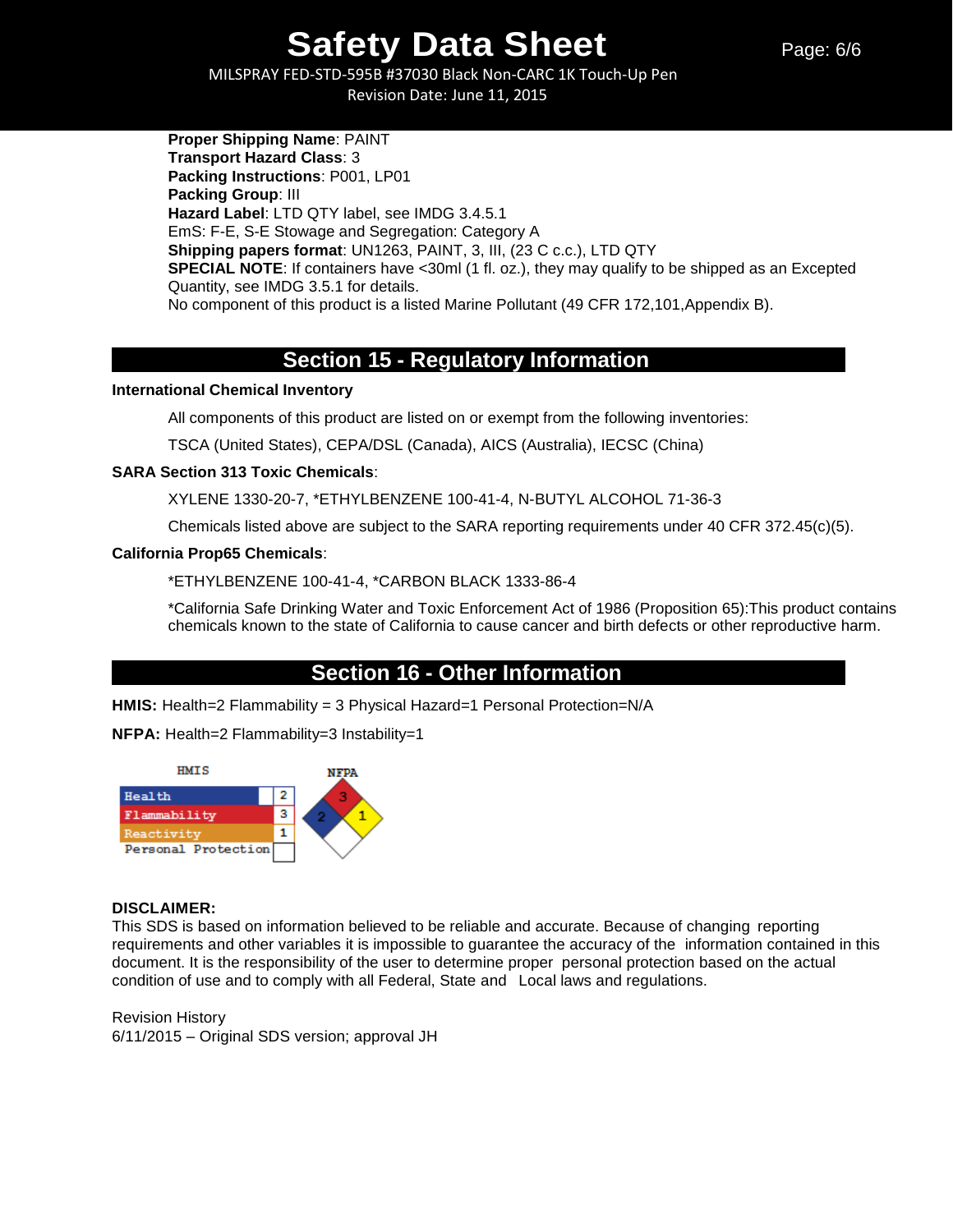**Proper Shipping Name**: PAINT
**Transport Hazard Class**: 3
**Packing Instructions**: P001, LP01
**Packing Group**: III
**Hazard Label**: LTD QTY label, see IMDG 3.4.5.1
EmS: F-E, S-E Stowage and Segregation: Category A
**Shipping papers format**: UN1263, PAINT, 3, III, (23 C c.c.), LTD QTY
**SPECIAL NOTE**: If containers have <30ml (1 fl. oz.), they may qualify to be shipped as an Excepted Quantity, see IMDG 3.5.1 for details.
No component of this product is a listed Marine Pollutant (49 CFR 172,101,Appendix B).

## Section 15 - Regulatory Information

**International Chemical Inventory**

All components of this product are listed on or exempt from the following inventories:

TSCA (United States), CEPA/DSL (Canada), AICS (Australia), IECSC (China)

**SARA Section 313 Toxic Chemicals**:

XYLENE 1330-20-7, *ETHYLBENZENE 100-41-4, N-BUTYL ALCOHOL 71-36-3

Chemicals listed above are subject to the SARA reporting requirements under 40 CFR 372.45(c)(5).

**California Prop65 Chemicals**:

*ETHYLBENZENE 100-41-4, *CARBON BLACK 1333-86-4

*California Safe Drinking Water and Toxic Enforcement Act of 1986 (Proposition 65):This product contains chemicals known to the state of California to cause cancer and birth defects or other reproductive harm.

## Section 16 - Other Information

**HMIS:** Health=2 Flammability = 3 Physical Hazard=1 Personal Protection=N/A

**NFPA:** Health=2 Flammability=3 Instability=1

HMIS

| | |
|---|---|
| Health | 2 |
| Flammability | 3 |
| Reactivity | 1 |
| Personal Protection | |

NFPA

3
2
1

**DISCLAIMER:**
This SDS is based on information believed to be reliable and accurate. Because of changing reporting requirements and other variables it is impossible to guarantee the accuracy of the information contained in this document. It is the responsibility of the user to determine proper personal protection based on the actual condition of use and to comply with all Federal, State and Local laws and regulations.

Revision History
6/11/2015 – Original SDS version; approval JH